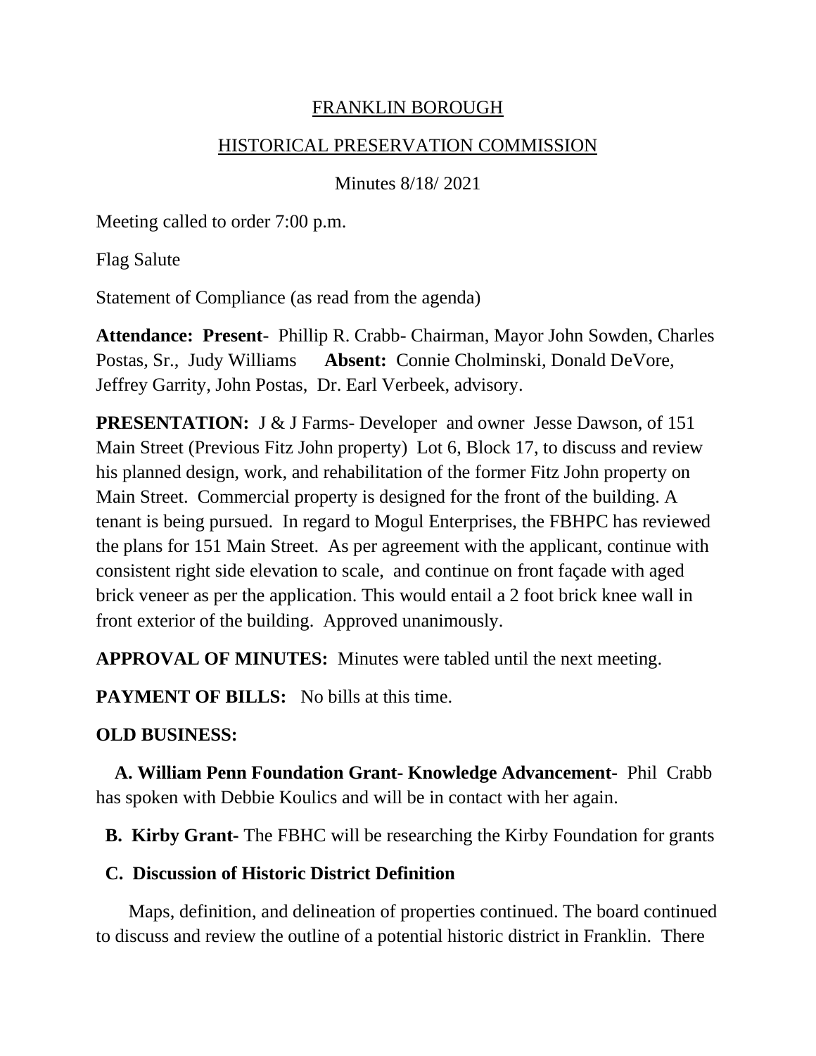FRANKLIN BOROUGH

HISTORICAL PRESERVATION COMMISSION

Minutes 8/18/ 2021

Meeting called to order 7:00 p.m.

Flag Salute

Statement of Compliance (as read from the agenda)

**Attendance: Present**- Phillip R. Crabb- Chairman, Mayor John Sowden, Charles Postas, Sr., Judy Williams **Absent:** Connie Cholminski, Donald DeVore, Jeffrey Garrity, John Postas, Dr. Earl Verbeek, advisory.

**PRESENTATION:** J & J Farms- Developer and owner Jesse Dawson, of 151 Main Street (Previous Fitz John property) Lot 6, Block 17, to discuss and review his planned design, work, and rehabilitation of the former Fitz John property on Main Street. Commercial property is designed for the front of the building. A tenant is being pursued. In regard to Mogul Enterprises, the FBHPC has reviewed the plans for 151 Main Street. As per agreement with the applicant, continue with consistent right side elevation to scale, and continue on front façade with aged brick veneer as per the application. This would entail a 2 foot brick knee wall in front exterior of the building. Approved unanimously.

**APPROVAL OF MINUTES:** Minutes were tabled until the next meeting.

**PAYMENT OF BILLS:** No bills at this time.

**OLD BUSINESS:**

**A. William Penn Foundation Grant- Knowledge Advancement-** Phil Crabb has spoken with Debbie Koulics and will be in contact with her again.

**B. Kirby Grant-** The FBHC will be researching the Kirby Foundation for grants

**C. Discussion of Historic District Definition**

Maps, definition, and delineation of properties continued. The board continued to discuss and review the outline of a potential historic district in Franklin. There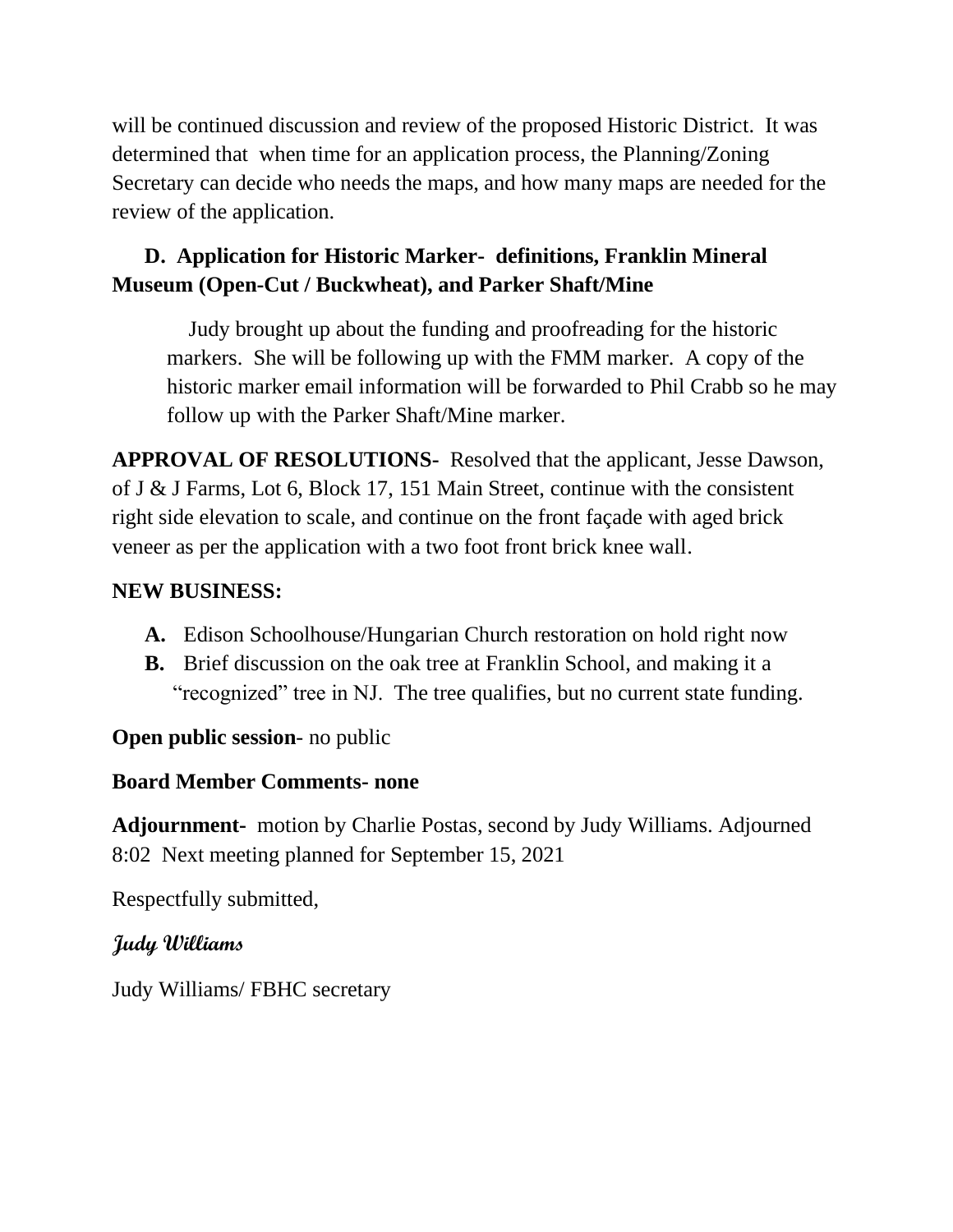will be continued discussion and review of the proposed Historic District. It was determined that when time for an application process, the Planning/Zoning Secretary can decide who needs the maps, and how many maps are needed for the review of the application.

**D. Application for Historic Marker- definitions, Franklin Mineral Museum (Open-Cut / Buckwheat), and Parker Shaft/Mine**

Judy brought up about the funding and proofreading for the historic markers. She will be following up with the FMM marker. A copy of the historic marker email information will be forwarded to Phil Crabb so he may follow up with the Parker Shaft/Mine marker.

**APPROVAL OF RESOLUTIONS-** Resolved that the applicant, Jesse Dawson, of J & J Farms, Lot 6, Block 17, 151 Main Street, continue with the consistent right side elevation to scale, and continue on the front façade with aged brick veneer as per the application with a two foot front brick knee wall.

**NEW BUSINESS:**

- **A.** Edison Schoolhouse/Hungarian Church restoration on hold right now
- **B.** Brief discussion on the oak tree at Franklin School, and making it a "recognized" tree in NJ. The tree qualifies, but no current state funding.

**Open public session**- no public

**Board Member Comments- none**

**Adjournment-** motion by Charlie Postas, second by Judy Williams. Adjourned 8:02 Next meeting planned for September 15, 2021

Respectfully submitted,

***Judy Williams***

Judy Williams/ FBHC secretary